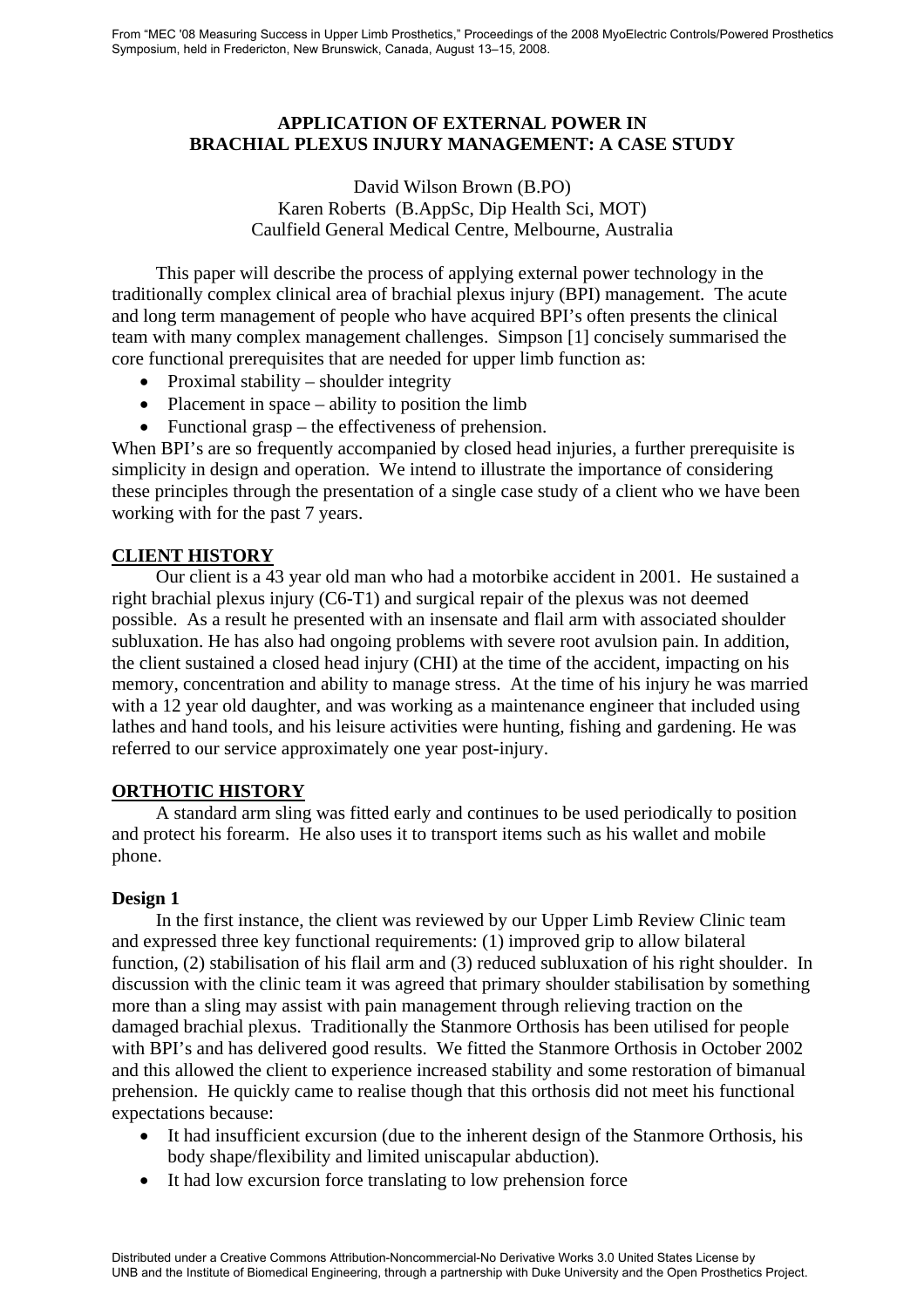From "MEC '08 Measuring Success in Upper Limb Prosthetics," Proceedings of the 2008 MyoElectric Controls/Powered Prosthetics Symposium, held in Fredericton, New Brunswick, Canada, August 13–15, 2008.

# APPLICATION OF EXTERNAL POWER IN BRACHIAL PLEXUS INJURY MANAGEMENT: A CASE STUDY

David Wilson Brown (B.PO)
Karen Roberts (B.AppSc, Dip Health Sci, MOT)
Caulfield General Medical Centre, Melbourne, Australia

This paper will describe the process of applying external power technology in the traditionally complex clinical area of brachial plexus injury (BPI) management. The acute and long term management of people who have acquired BPI's often presents the clinical team with many complex management challenges. Simpson [1] concisely summarised the core functional prerequisites that are needed for upper limb function as:

- Proximal stability – shoulder integrity
- Placement in space – ability to position the limb
- Functional grasp – the effectiveness of prehension.

When BPI's are so frequently accompanied by closed head injuries, a further prerequisite is simplicity in design and operation. We intend to illustrate the importance of considering these principles through the presentation of a single case study of a client who we have been working with for the past 7 years.

## CLIENT HISTORY

Our client is a 43 year old man who had a motorbike accident in 2001. He sustained a right brachial plexus injury (C6-T1) and surgical repair of the plexus was not deemed possible. As a result he presented with an insensate and flail arm with associated shoulder subluxation. He has also had ongoing problems with severe root avulsion pain. In addition, the client sustained a closed head injury (CHI) at the time of the accident, impacting on his memory, concentration and ability to manage stress. At the time of his injury he was married with a 12 year old daughter, and was working as a maintenance engineer that included using lathes and hand tools, and his leisure activities were hunting, fishing and gardening. He was referred to our service approximately one year post-injury.

## ORTHOTIC HISTORY

A standard arm sling was fitted early and continues to be used periodically to position and protect his forearm. He also uses it to transport items such as his wallet and mobile phone.

### Design 1

In the first instance, the client was reviewed by our Upper Limb Review Clinic team and expressed three key functional requirements: (1) improved grip to allow bilateral function, (2) stabilisation of his flail arm and (3) reduced subluxation of his right shoulder. In discussion with the clinic team it was agreed that primary shoulder stabilisation by something more than a sling may assist with pain management through relieving traction on the damaged brachial plexus. Traditionally the Stanmore Orthosis has been utilised for people with BPI's and has delivered good results. We fitted the Stanmore Orthosis in October 2002 and this allowed the client to experience increased stability and some restoration of bimanual prehension. He quickly came to realise though that this orthosis did not meet his functional expectations because:

- It had insufficient excursion (due to the inherent design of the Stanmore Orthosis, his body shape/flexibility and limited uniscapular abduction).
- It had low excursion force translating to low prehension force

Distributed under a Creative Commons Attribution-Noncommercial-No Derivative Works 3.0 United States License by UNB and the Institute of Biomedical Engineering, through a partnership with Duke University and the Open Prosthetics Project.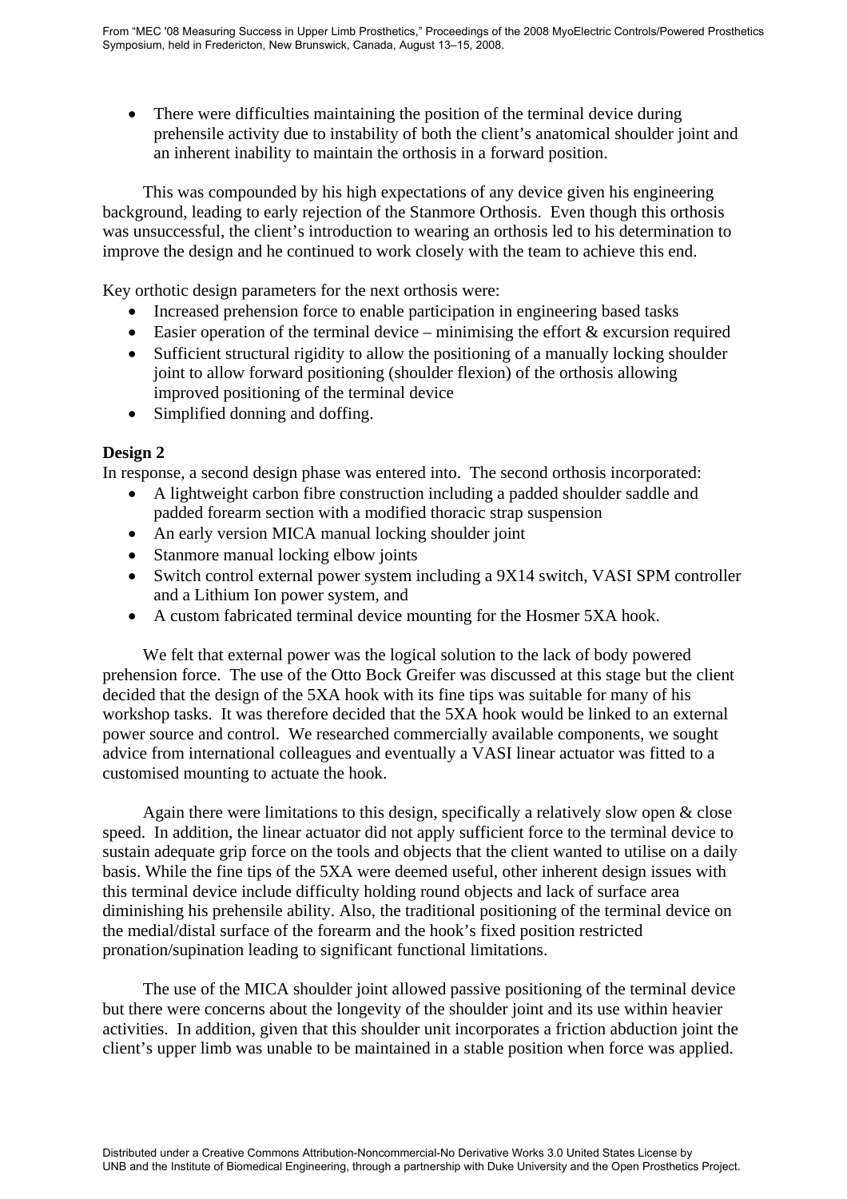- There were difficulties maintaining the position of the terminal device during prehensile activity due to instability of both the client's anatomical shoulder joint and an inherent inability to maintain the orthosis in a forward position.

This was compounded by his high expectations of any device given his engineering background, leading to early rejection of the Stanmore Orthosis. Even though this orthosis was unsuccessful, the client's introduction to wearing an orthosis led to his determination to improve the design and he continued to work closely with the team to achieve this end.

Key orthotic design parameters for the next orthosis were:

- Increased prehension force to enable participation in engineering based tasks
- Easier operation of the terminal device – minimising the effort & excursion required
- Sufficient structural rigidity to allow the positioning of a manually locking shoulder joint to allow forward positioning (shoulder flexion) of the orthosis allowing improved positioning of the terminal device
- Simplified donning and doffing.

**Design 2**

In response, a second design phase was entered into. The second orthosis incorporated:

- A lightweight carbon fibre construction including a padded shoulder saddle and padded forearm section with a modified thoracic strap suspension
- An early version MICA manual locking shoulder joint
- Stanmore manual locking elbow joints
- Switch control external power system including a 9X14 switch, VASI SPM controller and a Lithium Ion power system, and
- A custom fabricated terminal device mounting for the Hosmer 5XA hook.

We felt that external power was the logical solution to the lack of body powered prehension force. The use of the Otto Bock Greifer was discussed at this stage but the client decided that the design of the 5XA hook with its fine tips was suitable for many of his workshop tasks. It was therefore decided that the 5XA hook would be linked to an external power source and control. We researched commercially available components, we sought advice from international colleagues and eventually a VASI linear actuator was fitted to a customised mounting to actuate the hook.

Again there were limitations to this design, specifically a relatively slow open & close speed. In addition, the linear actuator did not apply sufficient force to the terminal device to sustain adequate grip force on the tools and objects that the client wanted to utilise on a daily basis. While the fine tips of the 5XA were deemed useful, other inherent design issues with this terminal device include difficulty holding round objects and lack of surface area diminishing his prehensile ability. Also, the traditional positioning of the terminal device on the medial/distal surface of the forearm and the hook's fixed position restricted pronation/supination leading to significant functional limitations.

The use of the MICA shoulder joint allowed passive positioning of the terminal device but there were concerns about the longevity of the shoulder joint and its use within heavier activities. In addition, given that this shoulder unit incorporates a friction abduction joint the client's upper limb was unable to be maintained in a stable position when force was applied.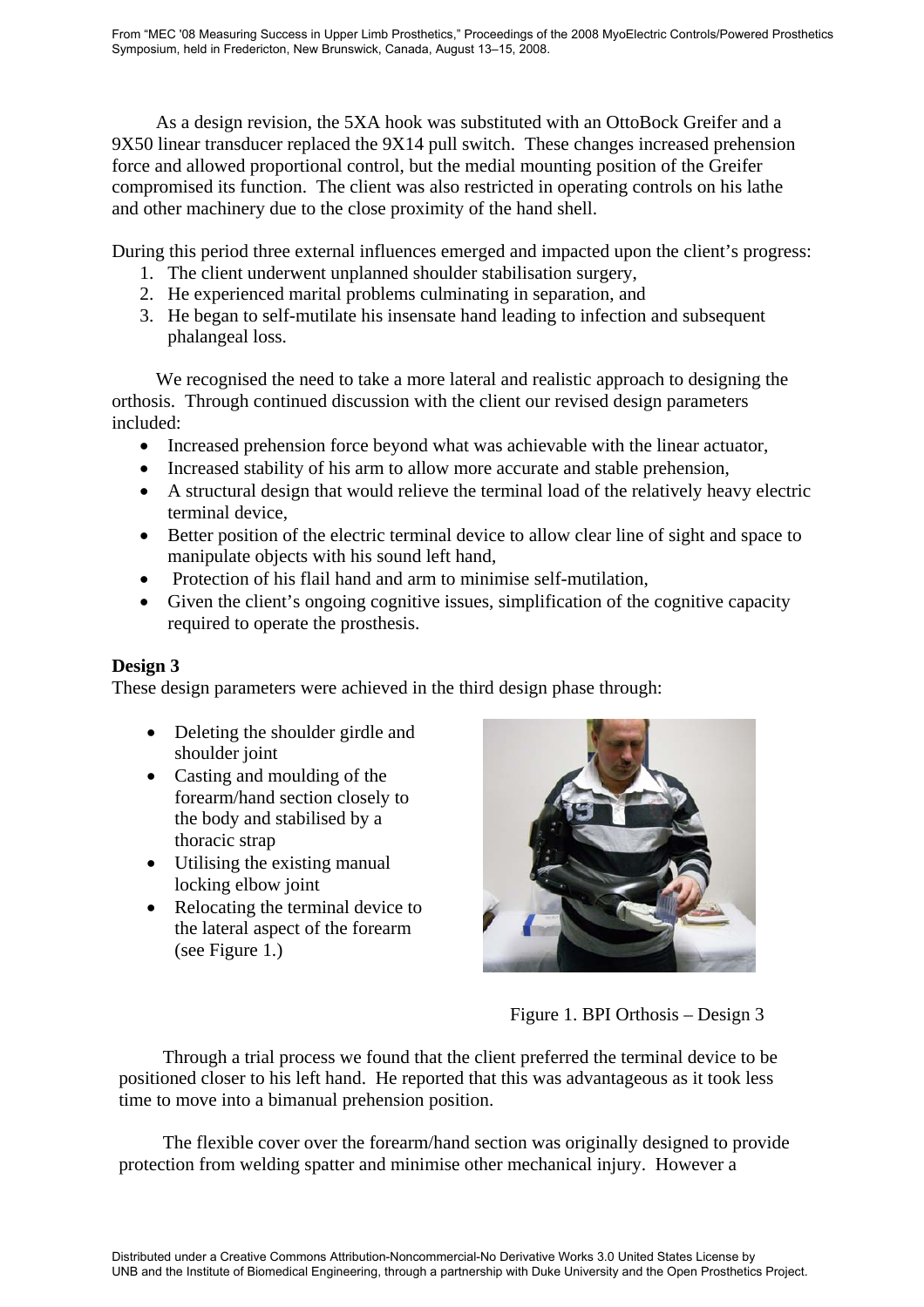As a design revision, the 5XA hook was substituted with an OttoBock Greifer and a 9X50 linear transducer replaced the 9X14 pull switch. These changes increased prehension force and allowed proportional control, but the medial mounting position of the Greifer compromised its function. The client was also restricted in operating controls on his lathe and other machinery due to the close proximity of the hand shell.

During this period three external influences emerged and impacted upon the client's progress:

1. The client underwent unplanned shoulder stabilisation surgery,
2. He experienced marital problems culminating in separation, and
3. He began to self-mutilate his insensate hand leading to infection and subsequent phalangeal loss.

We recognised the need to take a more lateral and realistic approach to designing the orthosis. Through continued discussion with the client our revised design parameters included:

- Increased prehension force beyond what was achievable with the linear actuator,
- Increased stability of his arm to allow more accurate and stable prehension,
- A structural design that would relieve the terminal load of the relatively heavy electric terminal device,
- Better position of the electric terminal device to allow clear line of sight and space to manipulate objects with his sound left hand,
- Protection of his flail hand and arm to minimise self-mutilation,
- Given the client's ongoing cognitive issues, simplification of the cognitive capacity required to operate the prosthesis.

**Design 3**

These design parameters were achieved in the third design phase through:

- Deleting the shoulder girdle and shoulder joint
- Casting and moulding of the forearm/hand section closely to the body and stabilised by a thoracic strap
- Utilising the existing manual locking elbow joint
- Relocating the terminal device to the lateral aspect of the forearm (see Figure 1.)

Figure 1. BPI Orthosis – Design 3

Through a trial process we found that the client preferred the terminal device to be positioned closer to his left hand. He reported that this was advantageous as it took less time to move into a bimanual prehension position.

The flexible cover over the forearm/hand section was originally designed to provide protection from welding spatter and minimise other mechanical injury. However a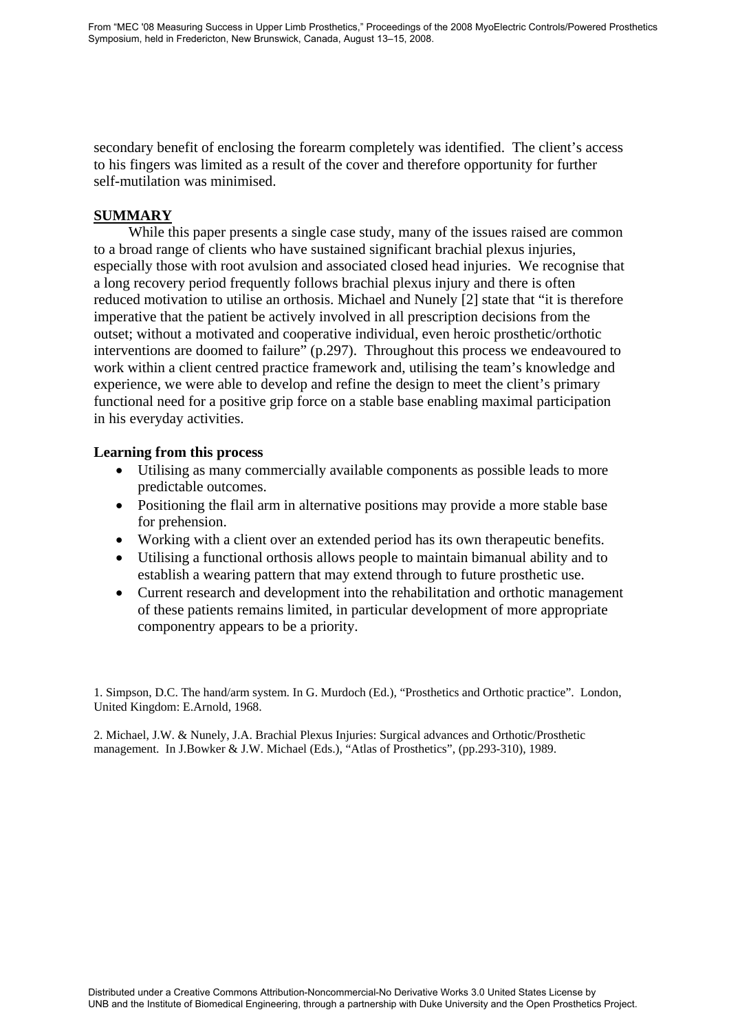secondary benefit of enclosing the forearm completely was identified. The client's access to his fingers was limited as a result of the cover and therefore opportunity for further self-mutilation was minimised.

## SUMMARY

While this paper presents a single case study, many of the issues raised are common to a broad range of clients who have sustained significant brachial plexus injuries, especially those with root avulsion and associated closed head injuries. We recognise that a long recovery period frequently follows brachial plexus injury and there is often reduced motivation to utilise an orthosis. Michael and Nunely [2] state that "it is therefore imperative that the patient be actively involved in all prescription decisions from the outset; without a motivated and cooperative individual, even heroic prosthetic/orthotic interventions are doomed to failure" (p.297). Throughout this process we endeavoured to work within a client centred practice framework and, utilising the team's knowledge and experience, we were able to develop and refine the design to meet the client's primary functional need for a positive grip force on a stable base enabling maximal participation in his everyday activities.

### Learning from this process

- Utilising as many commercially available components as possible leads to more predictable outcomes.
- Positioning the flail arm in alternative positions may provide a more stable base for prehension.
- Working with a client over an extended period has its own therapeutic benefits.
- Utilising a functional orthosis allows people to maintain bimanual ability and to establish a wearing pattern that may extend through to future prosthetic use.
- Current research and development into the rehabilitation and orthotic management of these patients remains limited, in particular development of more appropriate componentry appears to be a priority.

1. Simpson, D.C. The hand/arm system. In G. Murdoch (Ed.), "Prosthetics and Orthotic practice". London, United Kingdom: E.Arnold, 1968.

2. Michael, J.W. & Nunely, J.A. Brachial Plexus Injuries: Surgical advances and Orthotic/Prosthetic management. In J.Bowker & J.W. Michael (Eds.), "Atlas of Prosthetics", (pp.293-310), 1989.